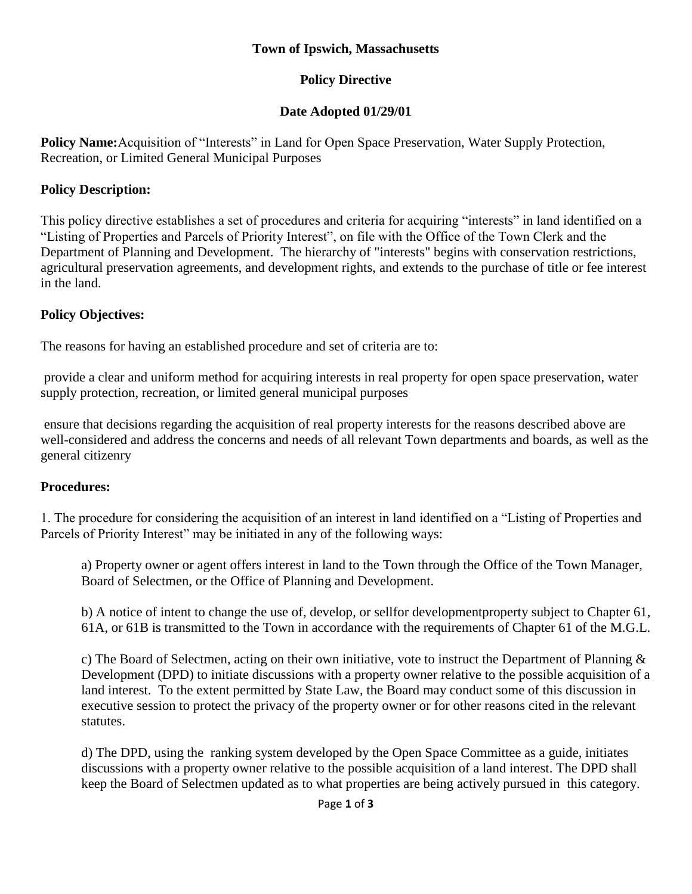**Town of Ipswich, Massachusetts**

**Policy Directive**

**Date Adopted 01/29/01**

**Policy Name:** Acquisition of "Interests" in Land for Open Space Preservation, Water Supply Protection, Recreation, or Limited General Municipal Purposes

**Policy Description:**

This policy directive establishes a set of procedures and criteria for acquiring "interests" in land identified on a "Listing of Properties and Parcels of Priority Interest", on file with the Office of the Town Clerk and the Department of Planning and Development. The hierarchy of "interests" begins with conservation restrictions, agricultural preservation agreements, and development rights, and extends to the purchase of title or fee interest in the land.

**Policy Objectives:**

The reasons for having an established procedure and set of criteria are to:

provide a clear and uniform method for acquiring interests in real property for open space preservation, water supply protection, recreation, or limited general municipal purposes

ensure that decisions regarding the acquisition of real property interests for the reasons described above are well-considered and address the concerns and needs of all relevant Town departments and boards, as well as the general citizenry

**Procedures:**

1. The procedure for considering the acquisition of an interest in land identified on a "Listing of Properties and Parcels of Priority Interest" may be initiated in any of the following ways:

   a) Property owner or agent offers interest in land to the Town through the Office of the Town Manager, Board of Selectmen, or the Office of Planning and Development.

   b) A notice of intent to change the use of, develop, or sellfor developmentproperty subject to Chapter 61, 61A, or 61B is transmitted to the Town in accordance with the requirements of Chapter 61 of the M.G.L.

   c) The Board of Selectmen, acting on their own initiative, vote to instruct the Department of Planning & Development (DPD) to initiate discussions with a property owner relative to the possible acquisition of a land interest. To the extent permitted by State Law, the Board may conduct some of this discussion in executive session to protect the privacy of the property owner or for other reasons cited in the relevant statutes.

   d) The DPD, using the ranking system developed by the Open Space Committee as a guide, initiates discussions with a property owner relative to the possible acquisition of a land interest. The DPD shall keep the Board of Selectmen updated as to what properties are being actively pursued in this category.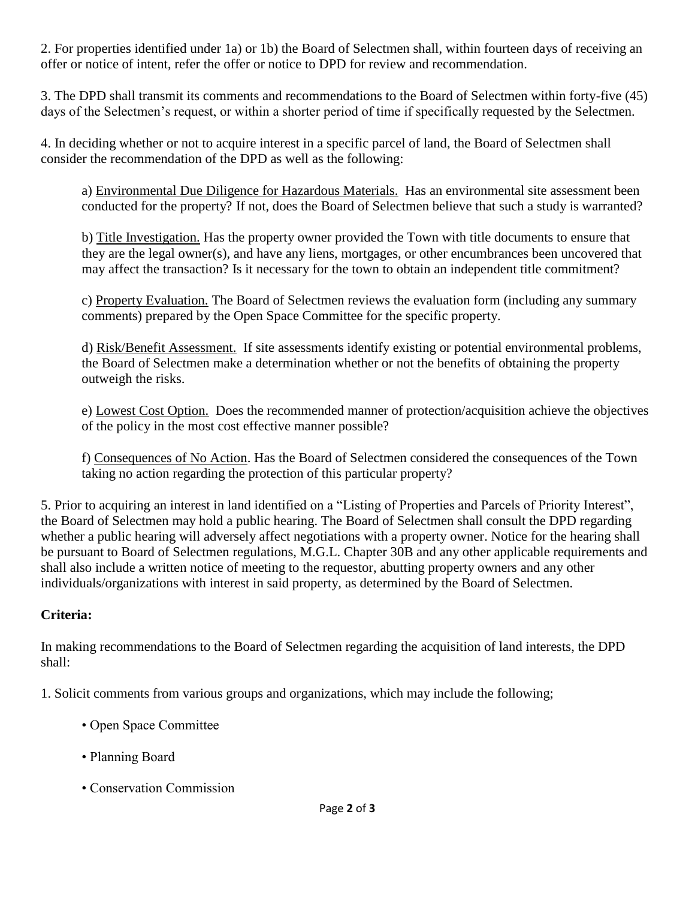2. For properties identified under 1a) or 1b) the Board of Selectmen shall, within fourteen days of receiving an offer or notice of intent, refer the offer or notice to DPD for review and recommendation.

3. The DPD shall transmit its comments and recommendations to the Board of Selectmen within forty-five (45) days of the Selectmen's request, or within a shorter period of time if specifically requested by the Selectmen.

4. In deciding whether or not to acquire interest in a specific parcel of land, the Board of Selectmen shall consider the recommendation of the DPD as well as the following:

a) Environmental Due Diligence for Hazardous Materials. Has an environmental site assessment been conducted for the property? If not, does the Board of Selectmen believe that such a study is warranted?

b) Title Investigation. Has the property owner provided the Town with title documents to ensure that they are the legal owner(s), and have any liens, mortgages, or other encumbrances been uncovered that may affect the transaction? Is it necessary for the town to obtain an independent title commitment?

c) Property Evaluation. The Board of Selectmen reviews the evaluation form (including any summary comments) prepared by the Open Space Committee for the specific property.

d) Risk/Benefit Assessment. If site assessments identify existing or potential environmental problems, the Board of Selectmen make a determination whether or not the benefits of obtaining the property outweigh the risks.

e) Lowest Cost Option. Does the recommended manner of protection/acquisition achieve the objectives of the policy in the most cost effective manner possible?

f) Consequences of No Action. Has the Board of Selectmen considered the consequences of the Town taking no action regarding the protection of this particular property?

5. Prior to acquiring an interest in land identified on a "Listing of Properties and Parcels of Priority Interest", the Board of Selectmen may hold a public hearing. The Board of Selectmen shall consult the DPD regarding whether a public hearing will adversely affect negotiations with a property owner. Notice for the hearing shall be pursuant to Board of Selectmen regulations, M.G.L. Chapter 30B and any other applicable requirements and shall also include a written notice of meeting to the requestor, abutting property owners and any other individuals/organizations with interest in said property, as determined by the Board of Selectmen.

**Criteria:**

In making recommendations to the Board of Selectmen regarding the acquisition of land interests, the DPD shall:

1. Solicit comments from various groups and organizations, which may include the following;

- Open Space Committee
- Planning Board
- Conservation Commission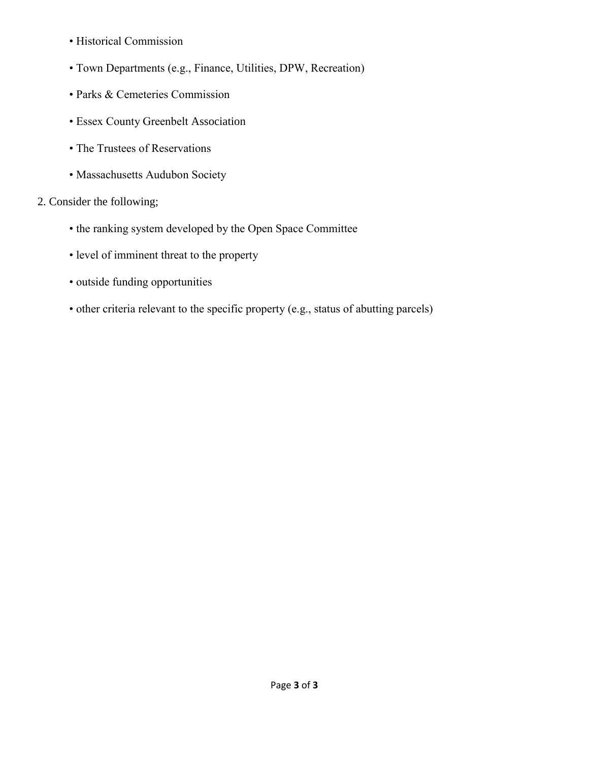- Historical Commission
- Town Departments (e.g., Finance, Utilities, DPW, Recreation)
- Parks & Cemeteries Commission
- Essex County Greenbelt Association
- The Trustees of Reservations
- Massachusetts Audubon Society

2. Consider the following;
    - the ranking system developed by the Open Space Committee
    - level of imminent threat to the property
    - outside funding opportunities
    - other criteria relevant to the specific property (e.g., status of abutting parcels)